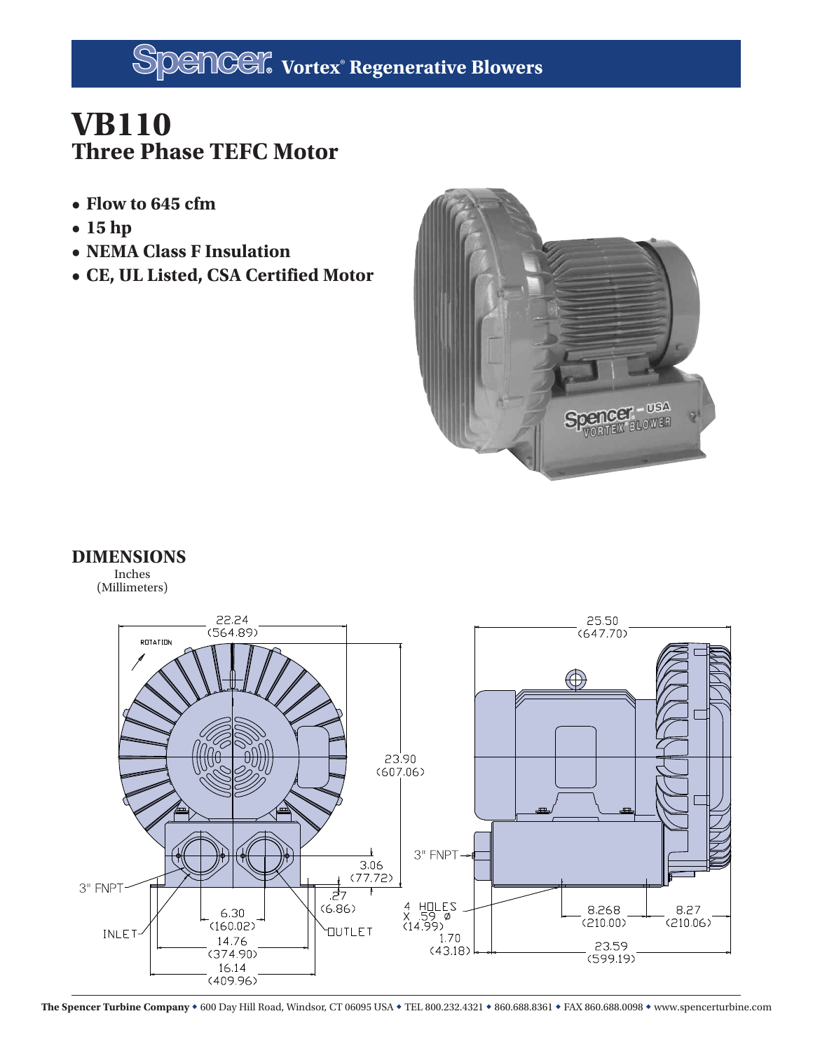# Spencer® Vortex® Regenerative Blowers

# VB110

## Three Phase TEFC Motor

- Flow to 645 cfm
- 15 hp
- NEMA Class F Insulation
- CE, UL Listed, CSA Certified Motor

## DIMENSIONS

Inches
(Millimeters)

ROTATION

22.24 (564.89)

23.90 (607.06)

3.06 (77.72)

.27 (6.86)

3" FNPT

INLET

OUTLET

6.30 (160.02)

14.76 (374.90)

16.14 (409.96)

25.50 (647.70)

3" FNPT

4 HOLES X .59 Ø (14.99)

1.70 (43.18)

8.268 (210.00)

8.27 (210.06)

23.59 (599.19)

**The Spencer Turbine Company** ◆ 600 Day Hill Road, Windsor, CT 06095 USA ◆ TEL 800.232.4321 ◆ 860.688.8361 ◆ FAX 860.688.0098 ◆ www.spencerturbine.com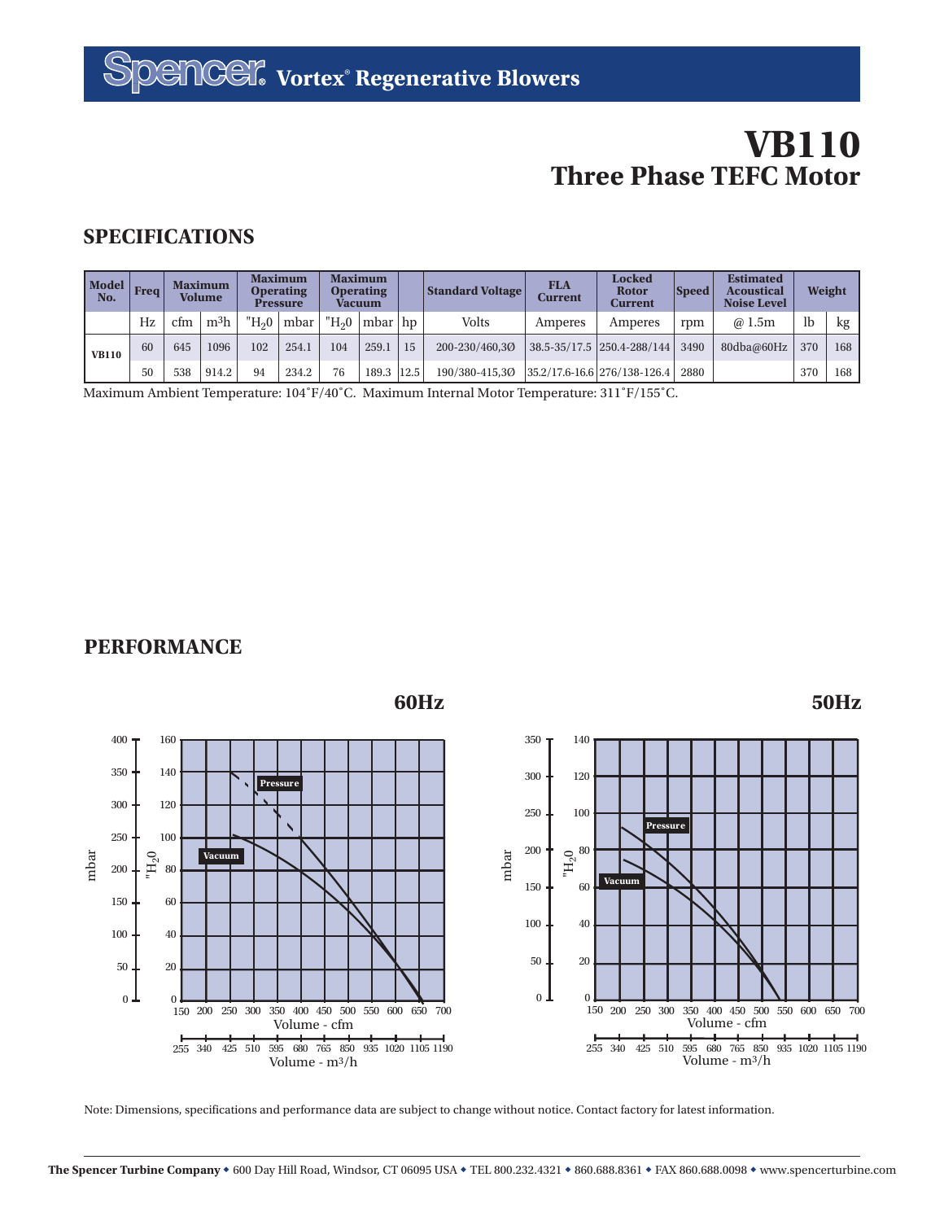# Spencer® Vortex® Regenerative Blowers

# VB110

## Three Phase TEFC Motor

## SPECIFICATIONS

| Model No. | Freq | Maximum Volume | | Maximum Operating Pressure | | Maximum Operating Vacuum | | | Standard Voltage | FLA Current | Locked Rotor Current | Speed | Estimated Acoustical Noise Level | Weight | |
|---|---|---|---|---|---|---|---|---|---|---|---|---|---|---|---|
| | Hz | cfm | $m^3h$ | "$H_20$ | mbar | "$H_20$ | mbar | hp | Volts | Amperes | Amperes | rpm | @ 1.5m | lb | kg |
| VB110 | 60 | 645 | 1096 | 102 | 254.1 | 104 | 259.1 | 15 | 200-230/460,3Ø | 38.5-35/17.5 | 250.4-288/144 | 3490 | 80dba@60Hz | 370 | 168 |
| | 50 | 538 | 914.2 | 94 | 234.2 | 76 | 189.3 | 12.5 | 190/380-415,3Ø | 35.2/17.6-16.6 | 276/138-126.4 | 2880 | | 370 | 168 |

Maximum Ambient Temperature: 104˚F/40˚C. Maximum Internal Motor Temperature: 311˚F/155˚C.

## PERFORMANCE

60Hz

Pressure
Vacuum
mbar
"$H_20$
400
350
300
250
200
150
100
50
0
160
140
120
100
80
60
40
20
0
150 200 250 300 350 400 450 500 550 600 650 700
Volume - cfm
255 340 425 510 595 680 765 850 935 1020 1105 1190
Volume - $m^3$/h

50Hz

Pressure
Vacuum
mbar
"$H_20$
350
300
250
200
150
100
50
0
140
120
100
80
60
40
20
0
150 200 250 300 350 400 450 500 550 600 650 700
Volume - cfm
255 340 425 510 595 680 765 850 935 1020 1105 1190
Volume - $m^3$/h

Note: Dimensions, specifications and performance data are subject to change without notice. Contact factory for latest information.

**The Spencer Turbine Company** ◆ 600 Day Hill Road, Windsor, CT 06095 USA ◆ TEL 800.232.4321 ◆ 860.688.8361 ◆ FAX 860.688.0098 ◆ www.spencerturbine.com